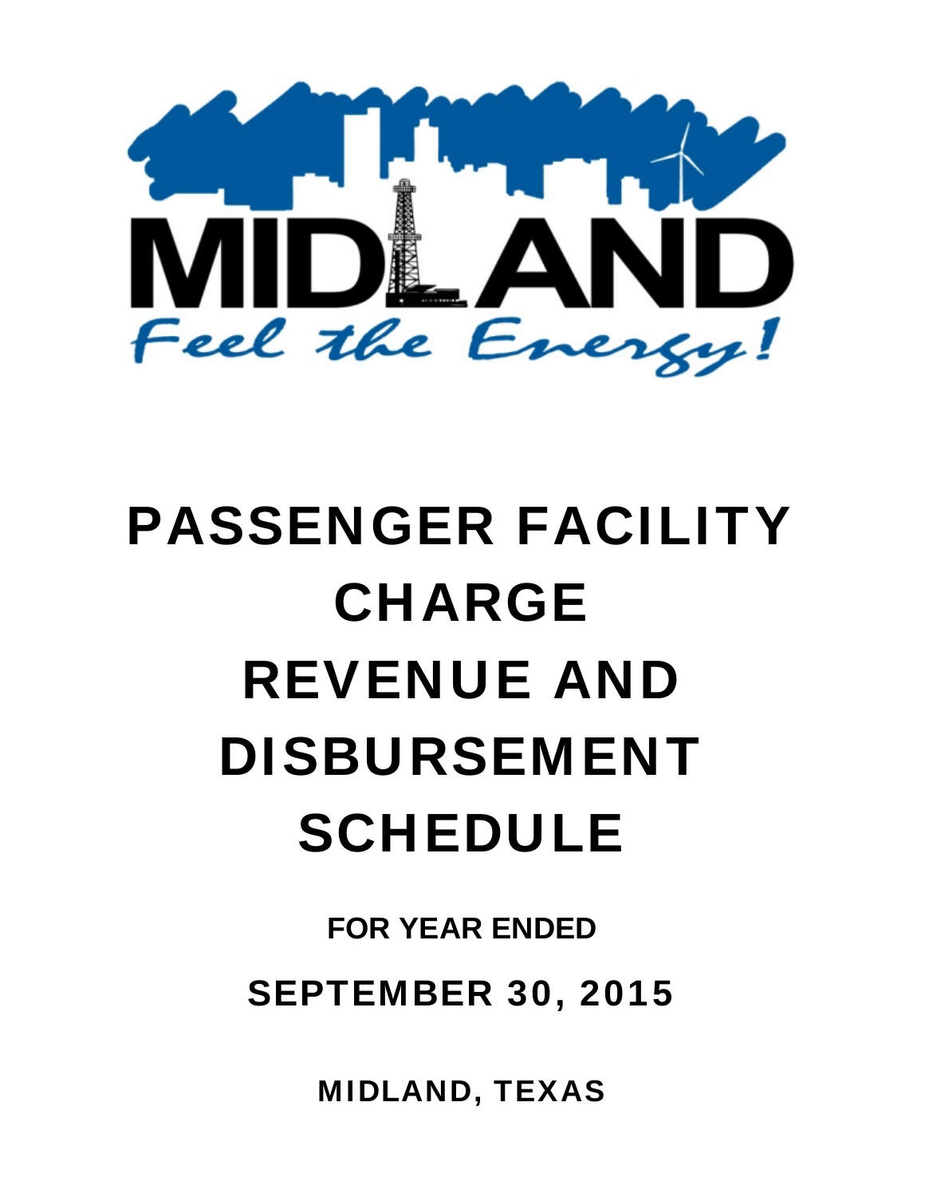MIDLAND

Feel the Energy!

# PASSENGER FACILITY CHARGE REVENUE AND DISBURSEMENT SCHEDULE

**FOR YEAR ENDED**

**SEPTEMBER 30, 2015**

**MIDLAND, TEXAS**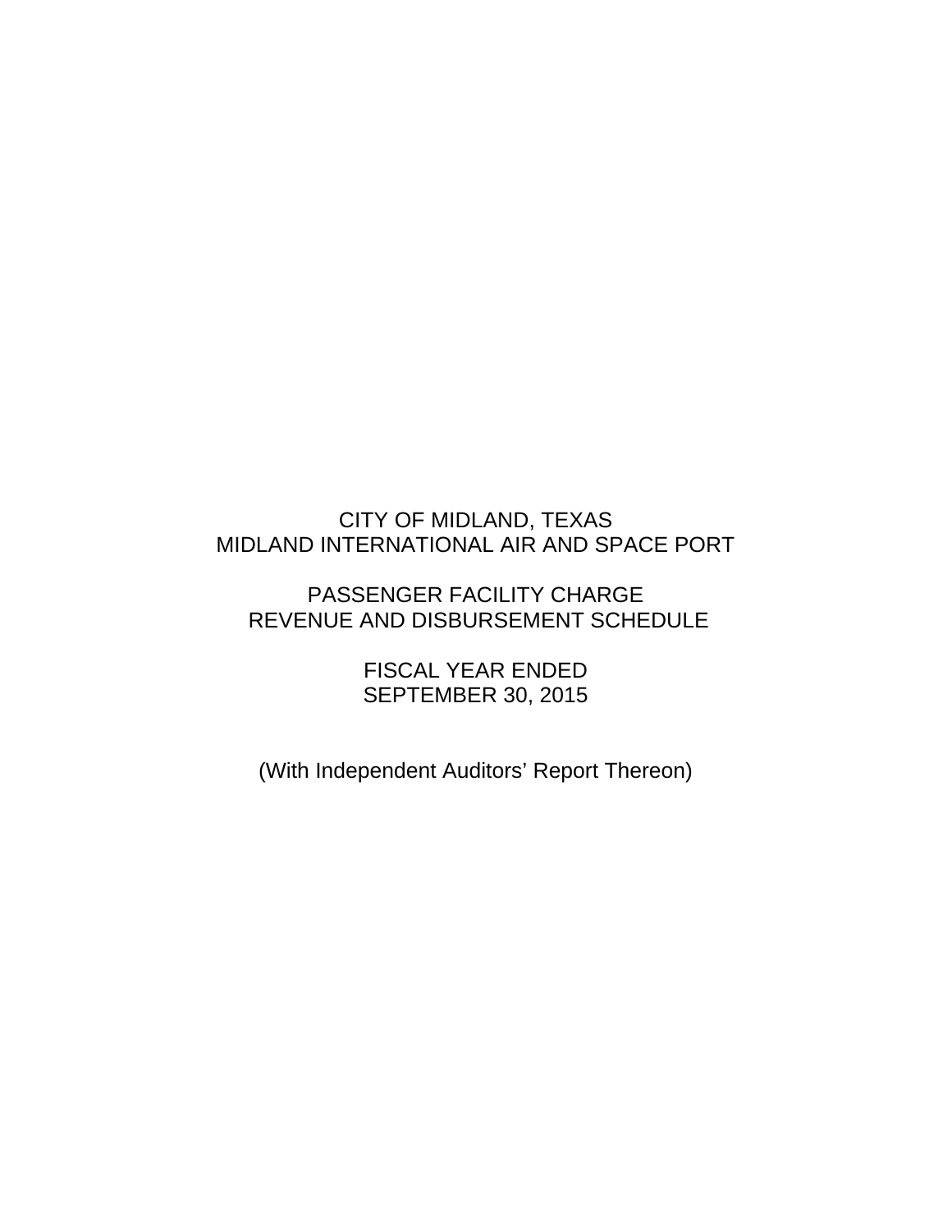# CITY OF MIDLAND, TEXAS
# MIDLAND INTERNATIONAL AIR AND SPACE PORT

## PASSENGER FACILITY CHARGE
## REVENUE AND DISBURSEMENT SCHEDULE

### FISCAL YEAR ENDED
### SEPTEMBER 30, 2015

(With Independent Auditors' Report Thereon)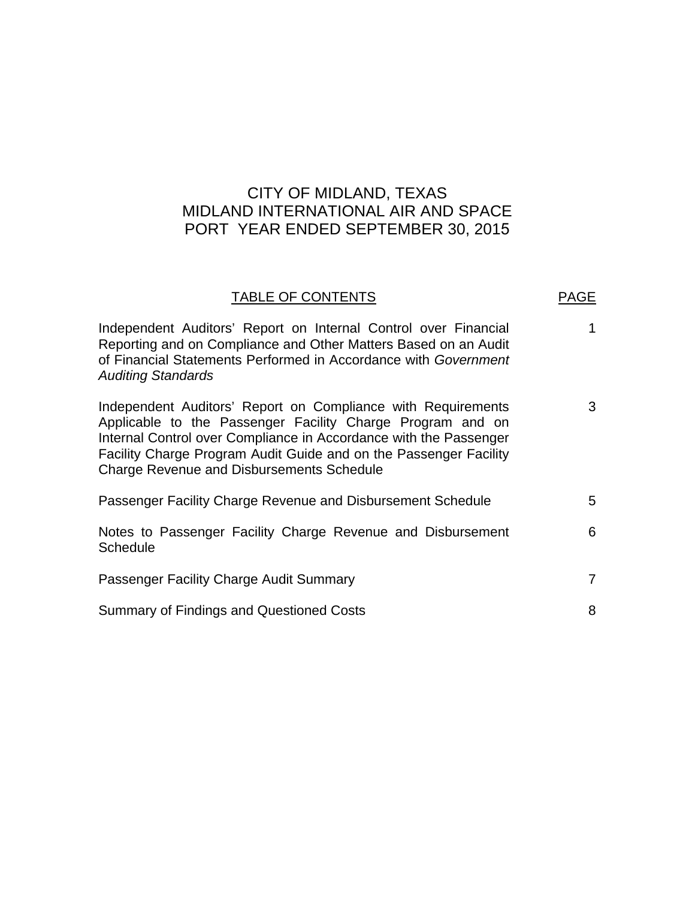# CITY OF MIDLAND, TEXAS
# MIDLAND INTERNATIONAL AIR AND SPACE PORT YEAR ENDED SEPTEMBER 30, 2015

| TABLE OF CONTENTS | PAGE |
|---|---|
| Independent Auditors' Report on Internal Control over Financial Reporting and on Compliance and Other Matters Based on an Audit of Financial Statements Performed in Accordance with *Government Auditing Standards* | 1 |
| Independent Auditors' Report on Compliance with Requirements Applicable to the Passenger Facility Charge Program and on Internal Control over Compliance in Accordance with the Passenger Facility Charge Program Audit Guide and on the Passenger Facility Charge Revenue and Disbursements Schedule | 3 |
| Passenger Facility Charge Revenue and Disbursement Schedule | 5 |
| Notes to Passenger Facility Charge Revenue and Disbursement Schedule | 6 |
| Passenger Facility Charge Audit Summary | 7 |
| Summary of Findings and Questioned Costs | 8 |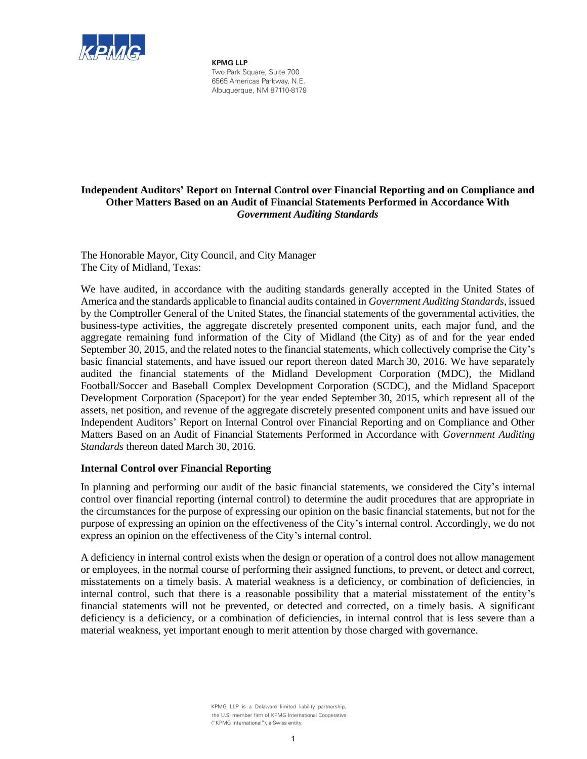**KPMG LLP**
Two Park Square, Suite 700
6565 Americas Parkway, N.E.
Albuquerque, NM 87110-8179

# Independent Auditors' Report on Internal Control over Financial Reporting and on Compliance and Other Matters Based on an Audit of Financial Statements Performed in Accordance With *Government Auditing Standards*

The Honorable Mayor, City Council, and City Manager
The City of Midland, Texas:

We have audited, in accordance with the auditing standards generally accepted in the United States of America and the standards applicable to financial audits contained in *Government Auditing Standards*, issued by the Comptroller General of the United States, the financial statements of the governmental activities, the business-type activities, the aggregate discretely presented component units, each major fund, and the aggregate remaining fund information of the City of Midland (the City) as of and for the year ended September 30, 2015, and the related notes to the financial statements, which collectively comprise the City's basic financial statements, and have issued our report thereon dated March 30, 2016. We have separately audited the financial statements of the Midland Development Corporation (MDC), the Midland Football/Soccer and Baseball Complex Development Corporation (SCDC), and the Midland Spaceport Development Corporation (Spaceport) for the year ended September 30, 2015, which represent all of the assets, net position, and revenue of the aggregate discretely presented component units and have issued our Independent Auditors' Report on Internal Control over Financial Reporting and on Compliance and Other Matters Based on an Audit of Financial Statements Performed in Accordance with *Government Auditing Standards* thereon dated March 30, 2016.

## Internal Control over Financial Reporting

In planning and performing our audit of the basic financial statements, we considered the City's internal control over financial reporting (internal control) to determine the audit procedures that are appropriate in the circumstances for the purpose of expressing our opinion on the basic financial statements, but not for the purpose of expressing an opinion on the effectiveness of the City's internal control. Accordingly, we do not express an opinion on the effectiveness of the City's internal control.

A deficiency in internal control exists when the design or operation of a control does not allow management or employees, in the normal course of performing their assigned functions, to prevent, or detect and correct, misstatements on a timely basis. A material weakness is a deficiency, or combination of deficiencies, in internal control, such that there is a reasonable possibility that a material misstatement of the entity's financial statements will not be prevented, or detected and corrected, on a timely basis. A significant deficiency is a deficiency, or a combination of deficiencies, in internal control that is less severe than a material weakness, yet important enough to merit attention by those charged with governance.

KPMG LLP is a Delaware limited liability partnership, the U.S. member firm of KPMG International Cooperative ("KPMG International"), a Swiss entity.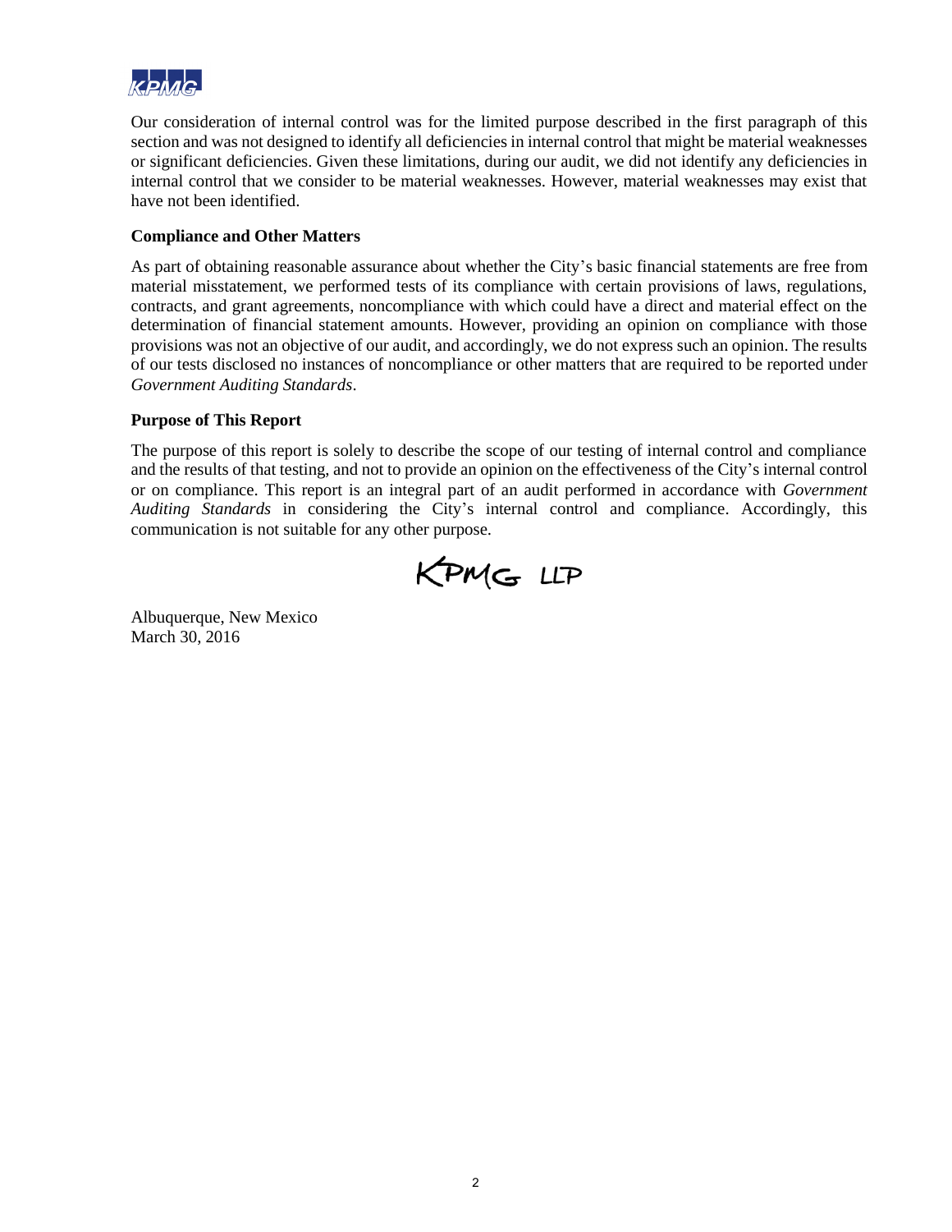Our consideration of internal control was for the limited purpose described in the first paragraph of this section and was not designed to identify all deficiencies in internal control that might be material weaknesses or significant deficiencies. Given these limitations, during our audit, we did not identify any deficiencies in internal control that we consider to be material weaknesses. However, material weaknesses may exist that have not been identified.

**Compliance and Other Matters**

As part of obtaining reasonable assurance about whether the City's basic financial statements are free from material misstatement, we performed tests of its compliance with certain provisions of laws, regulations, contracts, and grant agreements, noncompliance with which could have a direct and material effect on the determination of financial statement amounts. However, providing an opinion on compliance with those provisions was not an objective of our audit, and accordingly, we do not express such an opinion. The results of our tests disclosed no instances of noncompliance or other matters that are required to be reported under *Government Auditing Standards*.

**Purpose of This Report**

The purpose of this report is solely to describe the scope of our testing of internal control and compliance and the results of that testing, and not to provide an opinion on the effectiveness of the City's internal control or on compliance. This report is an integral part of an audit performed in accordance with *Government Auditing Standards* in considering the City's internal control and compliance. Accordingly, this communication is not suitable for any other purpose.

KPMG LLP

Albuquerque, New Mexico
March 30, 2016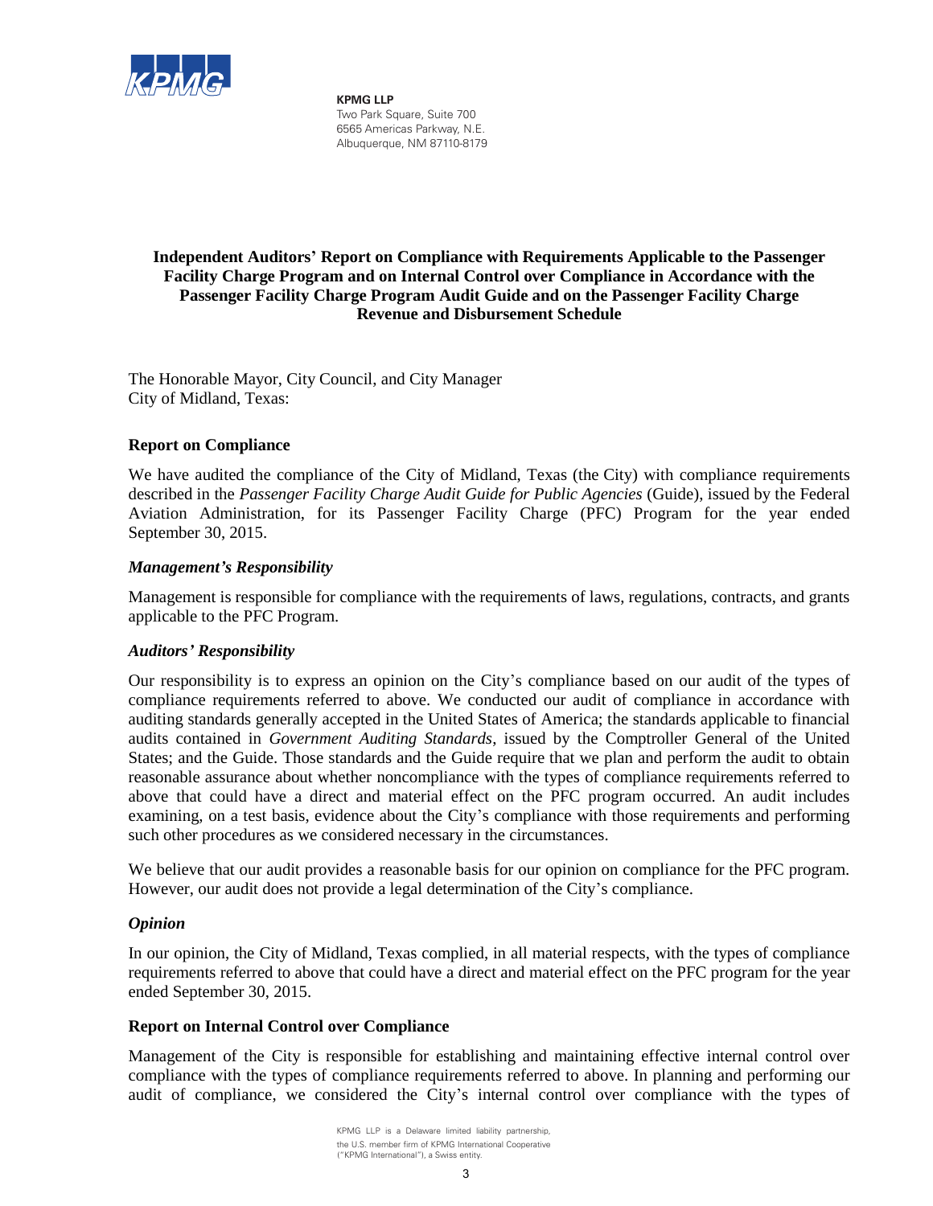**KPMG LLP**
Two Park Square, Suite 700
6565 Americas Parkway, N.E.
Albuquerque, NM 87110-8179

# Independent Auditors' Report on Compliance with Requirements Applicable to the Passenger Facility Charge Program and on Internal Control over Compliance in Accordance with the Passenger Facility Charge Program Audit Guide and on the Passenger Facility Charge Revenue and Disbursement Schedule

The Honorable Mayor, City Council, and City Manager
City of Midland, Texas:

## Report on Compliance

We have audited the compliance of the City of Midland, Texas (the City) with compliance requirements described in the *Passenger Facility Charge Audit Guide for Public Agencies* (Guide), issued by the Federal Aviation Administration, for its Passenger Facility Charge (PFC) Program for the year ended September 30, 2015.

### *Management's Responsibility*

Management is responsible for compliance with the requirements of laws, regulations, contracts, and grants applicable to the PFC Program.

### *Auditors' Responsibility*

Our responsibility is to express an opinion on the City's compliance based on our audit of the types of compliance requirements referred to above. We conducted our audit of compliance in accordance with auditing standards generally accepted in the United States of America; the standards applicable to financial audits contained in *Government Auditing Standards*, issued by the Comptroller General of the United States; and the Guide. Those standards and the Guide require that we plan and perform the audit to obtain reasonable assurance about whether noncompliance with the types of compliance requirements referred to above that could have a direct and material effect on the PFC program occurred. An audit includes examining, on a test basis, evidence about the City's compliance with those requirements and performing such other procedures as we considered necessary in the circumstances.

We believe that our audit provides a reasonable basis for our opinion on compliance for the PFC program. However, our audit does not provide a legal determination of the City's compliance.

### *Opinion*

In our opinion, the City of Midland, Texas complied, in all material respects, with the types of compliance requirements referred to above that could have a direct and material effect on the PFC program for the year ended September 30, 2015.

## Report on Internal Control over Compliance

Management of the City is responsible for establishing and maintaining effective internal control over compliance with the types of compliance requirements referred to above. In planning and performing our audit of compliance, we considered the City's internal control over compliance with the types of

KPMG LLP is a Delaware limited liability partnership, the U.S. member firm of KPMG International Cooperative ("KPMG International"), a Swiss entity.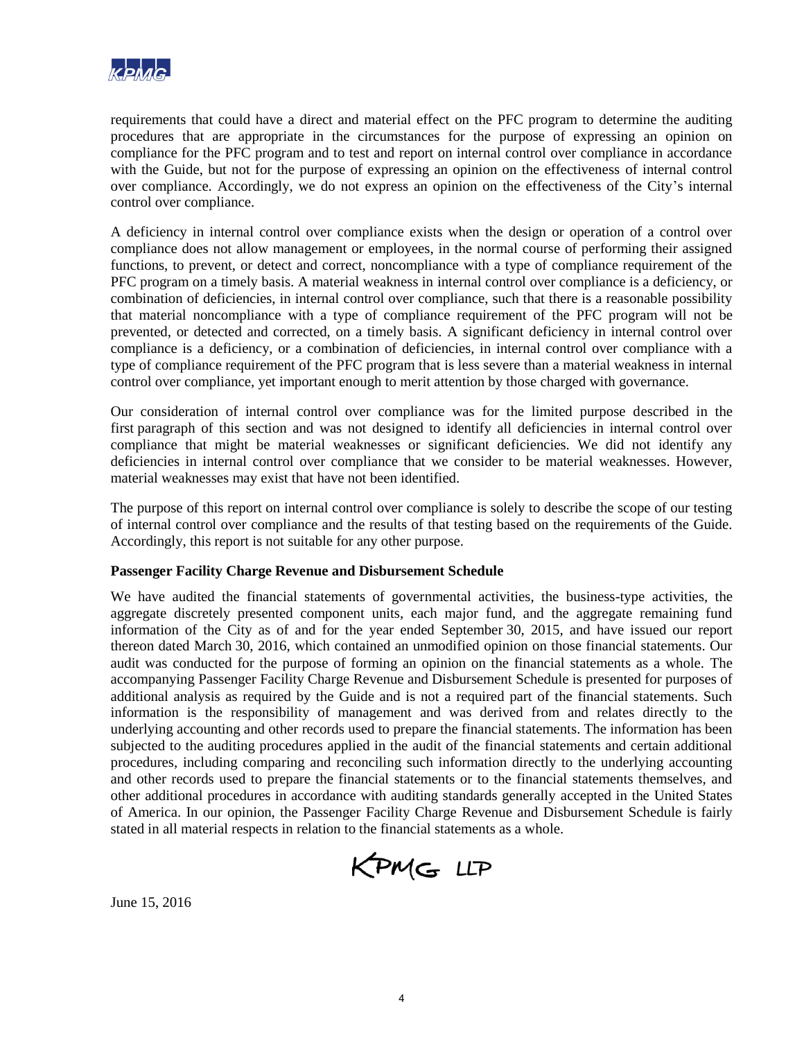requirements that could have a direct and material effect on the PFC program to determine the auditing procedures that are appropriate in the circumstances for the purpose of expressing an opinion on compliance for the PFC program and to test and report on internal control over compliance in accordance with the Guide, but not for the purpose of expressing an opinion on the effectiveness of internal control over compliance. Accordingly, we do not express an opinion on the effectiveness of the City's internal control over compliance.

A deficiency in internal control over compliance exists when the design or operation of a control over compliance does not allow management or employees, in the normal course of performing their assigned functions, to prevent, or detect and correct, noncompliance with a type of compliance requirement of the PFC program on a timely basis. A material weakness in internal control over compliance is a deficiency, or combination of deficiencies, in internal control over compliance, such that there is a reasonable possibility that material noncompliance with a type of compliance requirement of the PFC program will not be prevented, or detected and corrected, on a timely basis. A significant deficiency in internal control over compliance is a deficiency, or a combination of deficiencies, in internal control over compliance with a type of compliance requirement of the PFC program that is less severe than a material weakness in internal control over compliance, yet important enough to merit attention by those charged with governance.

Our consideration of internal control over compliance was for the limited purpose described in the first paragraph of this section and was not designed to identify all deficiencies in internal control over compliance that might be material weaknesses or significant deficiencies. We did not identify any deficiencies in internal control over compliance that we consider to be material weaknesses. However, material weaknesses may exist that have not been identified.

The purpose of this report on internal control over compliance is solely to describe the scope of our testing of internal control over compliance and the results of that testing based on the requirements of the Guide. Accordingly, this report is not suitable for any other purpose.

**Passenger Facility Charge Revenue and Disbursement Schedule**

We have audited the financial statements of governmental activities, the business-type activities, the aggregate discretely presented component units, each major fund, and the aggregate remaining fund information of the City as of and for the year ended September 30, 2015, and have issued our report thereon dated March 30, 2016, which contained an unmodified opinion on those financial statements. Our audit was conducted for the purpose of forming an opinion on the financial statements as a whole. The accompanying Passenger Facility Charge Revenue and Disbursement Schedule is presented for purposes of additional analysis as required by the Guide and is not a required part of the financial statements. Such information is the responsibility of management and was derived from and relates directly to the underlying accounting and other records used to prepare the financial statements. The information has been subjected to the auditing procedures applied in the audit of the financial statements and certain additional procedures, including comparing and reconciling such information directly to the underlying accounting and other records used to prepare the financial statements or to the financial statements themselves, and other additional procedures in accordance with auditing standards generally accepted in the United States of America. In our opinion, the Passenger Facility Charge Revenue and Disbursement Schedule is fairly stated in all material respects in relation to the financial statements as a whole.

KPMG LLP

June 15, 2016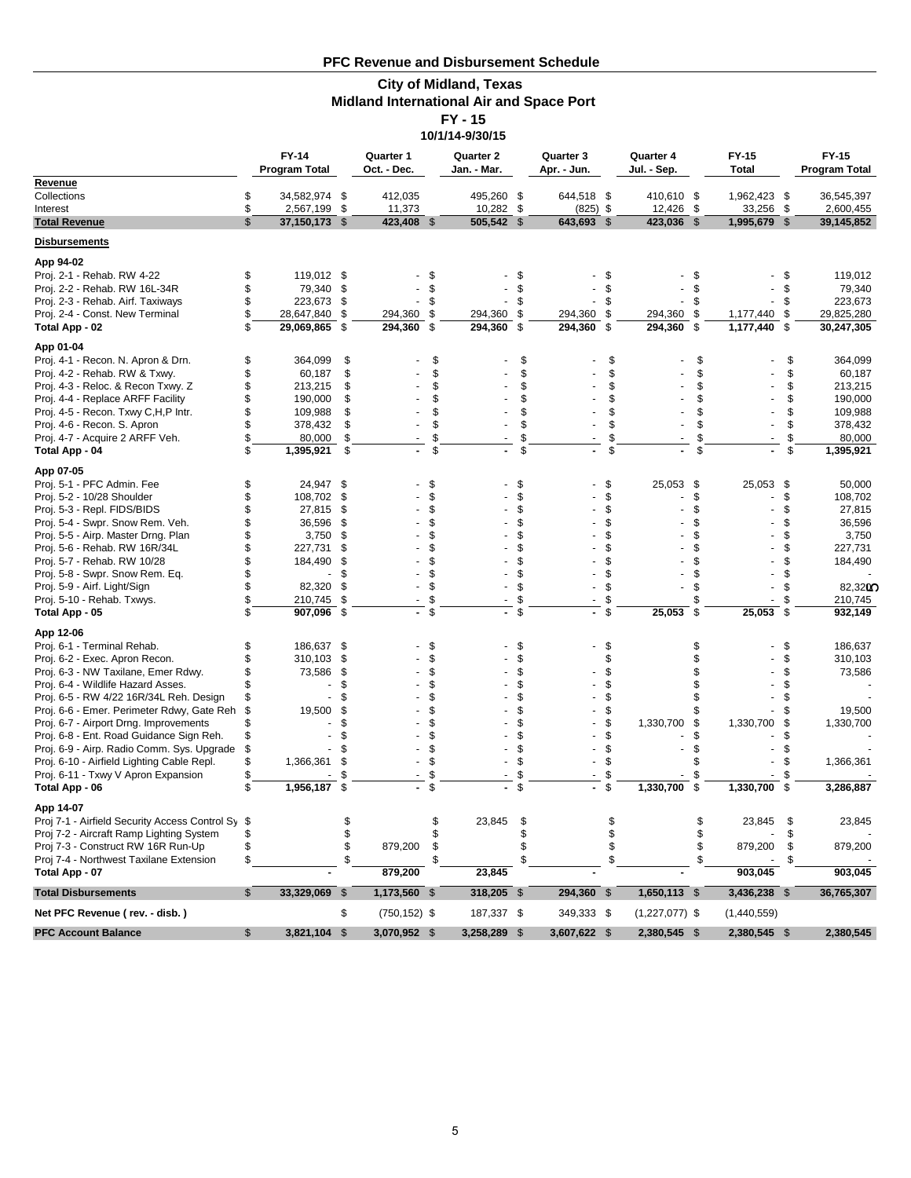# PFC Revenue and Disbursement Schedule

## City of Midland, Texas
## Midland International Air and Space Port
## FY - 15
### 10/1/14-9/30/15

| | FY-14 Program Total | Quarter 1 Oct. - Dec. | Quarter 2 Jan. - Mar. | Quarter 3 Apr. - Jun. | Quarter 4 Jul. - Sep. | FY-15 Total | FY-15 Program Total |
|---|---|---|---|---|---|---|---|
| **Revenue** | | | | | | | |
| Collections | $ 34,582,974 | $ 412,035 | 495,260 | $ 644,518 | $ 410,610 | $ 1,962,423 | $ 36,545,397 |
| Interest | $ 2,567,199 | $ 11,373 | 10,282 | $ (825) | $ 12,426 | $ 33,256 | $ 2,600,455 |
| **Total Revenue** | **$ 37,150,173** | **$ 423,408** | **$ 505,542** | **$ 643,693** | **$ 423,036** | **$ 1,995,679** | **$ 39,145,852** |
| **Disbursements** | | | | | | | |
| **App 94-02** | | | | | | | |
| Proj. 2-1 - Rehab. RW 4-22 | $ 119,012 | $ - | $ - | $ - | $ - | $ - | $ 119,012 |
| Proj. 2-2 - Rehab. RW 16L-34R | $ 79,340 | $ - | $ - | $ - | $ - | $ - | $ 79,340 |
| Proj. 2-3 - Rehab. Airf. Taxiways | $ 223,673 | $ - | $ - | $ - | $ - | $ - | $ 223,673 |
| Proj. 2-4 - Const. New Terminal | $ 28,647,840 | $ 294,360 | $ 294,360 | $ 294,360 | $ 294,360 | $ 1,177,440 | $ 29,825,280 |
| **Total App - 02** | **$ 29,069,865** | **$ 294,360** | **$ 294,360** | **$ 294,360** | **$ 294,360** | **$ 1,177,440** | **$ 30,247,305** |
| **App 01-04** | | | | | | | |
| Proj. 4-1 - Recon. N. Apron & Drn. | $ 364,099 | $ - | $ - | $ - | $ - | $ - | $ 364,099 |
| Proj. 4-2 - Rehab. RW & Txwy. | $ 60,187 | $ - | $ - | $ - | $ - | $ - | $ 60,187 |
| Proj. 4-3 - Reloc. & Recon Txwy. Z | $ 213,215 | $ - | $ - | $ - | $ - | $ - | $ 213,215 |
| Proj. 4-4 - Replace ARFF Facility | $ 190,000 | $ - | $ - | $ - | $ - | $ - | $ 190,000 |
| Proj. 4-5 - Recon. Txwy C,H,P Intr. | $ 109,988 | $ - | $ - | $ - | $ - | $ - | $ 109,988 |
| Proj. 4-6 - Recon. S. Apron | $ 378,432 | $ - | $ - | $ - | $ - | $ - | $ 378,432 |
| Proj. 4-7 - Acquire 2 ARFF Veh. | $ 80,000 | $ - | $ - | $ - | $ - | $ - | $ 80,000 |
| **Total App - 04** | **$ 1,395,921** | **$ -** | **$ -** | **$ -** | **$ -** | **$ -** | **$ 1,395,921** |
| **App 07-05** | | | | | | | |
| Proj. 5-1 - PFC Admin. Fee | $ 24,947 | $ - | $ - | $ - | $ 25,053 | $ 25,053 | $ 50,000 |
| Proj. 5-2 - 10/28 Shoulder | $ 108,702 | $ - | $ - | $ - | $ - | $ - | $ 108,702 |
| Proj. 5-3 - Repl. FIDS/BIDS | $ 27,815 | $ - | $ - | $ - | $ - | $ - | $ 27,815 |
| Proj. 5-4 - Swpr. Snow Rem. Veh. | $ 36,596 | $ - | $ - | $ - | $ - | $ - | $ 36,596 |
| Proj. 5-5 - Airp. Master Drng. Plan | $ 3,750 | $ - | $ - | $ - | $ - | $ - | $ 3,750 |
| Proj. 5-6 - Rehab. RW 16R/34L | $ 227,731 | $ - | $ - | $ - | $ - | $ - | $ 227,731 |
| Proj. 5-7 - Rehab. RW 10/28 | $ 184,490 | $ - | $ - | $ - | $ - | $ - | $ 184,490 |
| Proj. 5-8 - Swpr. Snow Rem. Eq. | $ - | $ - | $ - | $ - | $ - | $ - | $ - |
| Proj. 5-9 - Airf. Light/Sign | $ 82,320 | $ - | $ - | $ - | $ - | $ - | $ 82,320 |
| Proj. 5-10 - Rehab. Txwys. | $ 210,745 | $ - | $ - | $ - | $ | $ - | $ 210,745 |
| **Total App - 05** | **$ 907,096** | **$ -** | **$ -** | **$ -** | **$ 25,053** | **$ 25,053** | **$ 932,149** |
| **App 12-06** | | | | | | | |
| Proj. 6-1 - Terminal Rehab. | $ 186,637 | $ - | $ - | $ - | $ | $ - | $ 186,637 |
| Proj. 6-2 - Exec. Apron Recon. | $ 310,103 | $ - | $ - | $ | $ | $ - | $ 310,103 |
| Proj. 6-3 - NW Taxilane, Emer Rdwy. | $ 73,586 | $ - | $ - | $ - | $ | $ - | $ 73,586 |
| Proj. 6-4 - Wildlife Hazard Asses. | $ | $ - | $ - | $ - | $ | $ - | $ - |
| Proj. 6-5 - RW 4/22 16R/34L Reh. Design | $ - | $ - | $ - | $ - | $ | $ - | $ - |
| Proj. 6-6 - Emer. Perimeter Rdwy, Gate Reh | $ 19,500 | $ - | $ - | $ - | $ | $ - | $ 19,500 |
| Proj. 6-7 - Airport Drng. Improvements | $ - | $ - | $ - | $ - | $ 1,330,700 | $ 1,330,700 | $ 1,330,700 |
| Proj. 6-8 - Ent. Road Guidance Sign Reh. | $ - | $ - | $ - | $ - | $ - | $ - | $ - |
| Proj. 6-9 - Airp. Radio Comm. Sys. Upgrade | $ - | $ - | $ - | $ - | $ - | $ - | $ - |
| Proj. 6-10 - Airfield Lighting Cable Repl. | $ 1,366,361 | $ - | $ - | $ - | $ | $ - | $ 1,366,361 |
| Proj. 6-11 - Txwy V Apron Expansion | $ - | $ - | $ - | $ - | $ - | $ - | $ - |
| **Total App - 06** | **$ 1,956,187** | **$ -** | **$ -** | **$ -** | **$ 1,330,700** | **$ 1,330,700** | **$ 3,286,887** |
| **App 14-07** | | | | | | | |
| Proj 7-1 - Airfield Security Access Control Sy | $ | $ | $ 23,845 | $ | $ | $ 23,845 | $ 23,845 |
| Proj 7-2 - Aircraft Ramp Lighting System | $ | $ | $ | $ | $ | $ - | $ - |
| Proj 7-3 - Construct RW 16R Run-Up | $ | $ 879,200 | $ | $ | $ | $ 879,200 | $ 879,200 |
| Proj 7-4 - Northwest Taxilane Extension | $ | $ | $ | $ | $ | $ - | $ - |
| **Total App - 07** | **-** | **879,200** | **23,845** | **-** | **-** | **903,045** | **903,045** |
| **Total Disbursements** | **$ 33,329,069** | **$ 1,173,560** | **$ 318,205** | **$ 294,360** | **$ 1,650,113** | **$ 3,436,238** | **$ 36,765,307** |
| **Net PFC Revenue ( rev. - disb. )** | | $ (750,152) | $ 187,337 | $ 349,333 | $ (1,227,077) | $ (1,440,559) | |
| **PFC Account Balance** | **$ 3,821,104** | **$ 3,070,952** | **$ 3,258,289** | **$ 3,607,622** | **$ 2,380,545** | **$ 2,380,545** | **$ 2,380,545** |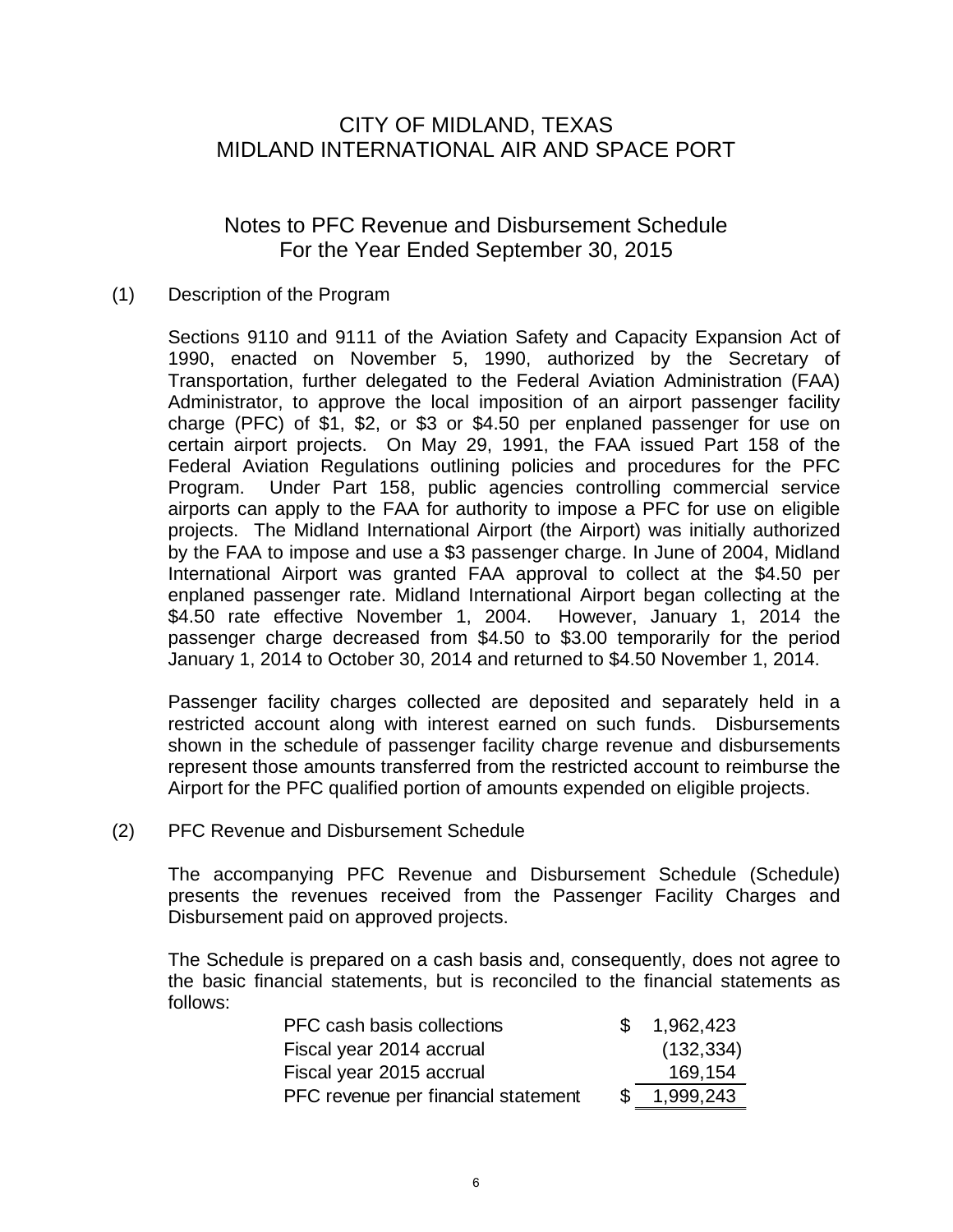# CITY OF MIDLAND, TEXAS
# MIDLAND INTERNATIONAL AIR AND SPACE PORT

## Notes to PFC Revenue and Disbursement Schedule
## For the Year Ended September 30, 2015

(1) Description of the Program

Sections 9110 and 9111 of the Aviation Safety and Capacity Expansion Act of 1990, enacted on November 5, 1990, authorized by the Secretary of Transportation, further delegated to the Federal Aviation Administration (FAA) Administrator, to approve the local imposition of an airport passenger facility charge (PFC) of $1, $2, or $3 or $4.50 per enplaned passenger for use on certain airport projects. On May 29, 1991, the FAA issued Part 158 of the Federal Aviation Regulations outlining policies and procedures for the PFC Program. Under Part 158, public agencies controlling commercial service airports can apply to the FAA for authority to impose a PFC for use on eligible projects. The Midland International Airport (the Airport) was initially authorized by the FAA to impose and use a $3 passenger charge. In June of 2004, Midland International Airport was granted FAA approval to collect at the $4.50 per enplaned passenger rate. Midland International Airport began collecting at the $4.50 rate effective November 1, 2004. However, January 1, 2014 the passenger charge decreased from $4.50 to $3.00 temporarily for the period January 1, 2014 to October 30, 2014 and returned to $4.50 November 1, 2014.

Passenger facility charges collected are deposited and separately held in a restricted account along with interest earned on such funds. Disbursements shown in the schedule of passenger facility charge revenue and disbursements represent those amounts transferred from the restricted account to reimburse the Airport for the PFC qualified portion of amounts expended on eligible projects.

(2) PFC Revenue and Disbursement Schedule

The accompanying PFC Revenue and Disbursement Schedule (Schedule) presents the revenues received from the Passenger Facility Charges and Disbursement paid on approved projects.

The Schedule is prepared on a cash basis and, consequently, does not agree to the basic financial statements, but is reconciled to the financial statements as follows:

| | |
|---|---|
| PFC cash basis collections | $ 1,962,423 |
| Fiscal year 2014 accrual | (132,334) |
| Fiscal year 2015 accrual | 169,154 |
| PFC revenue per financial statement | $ 1,999,243 |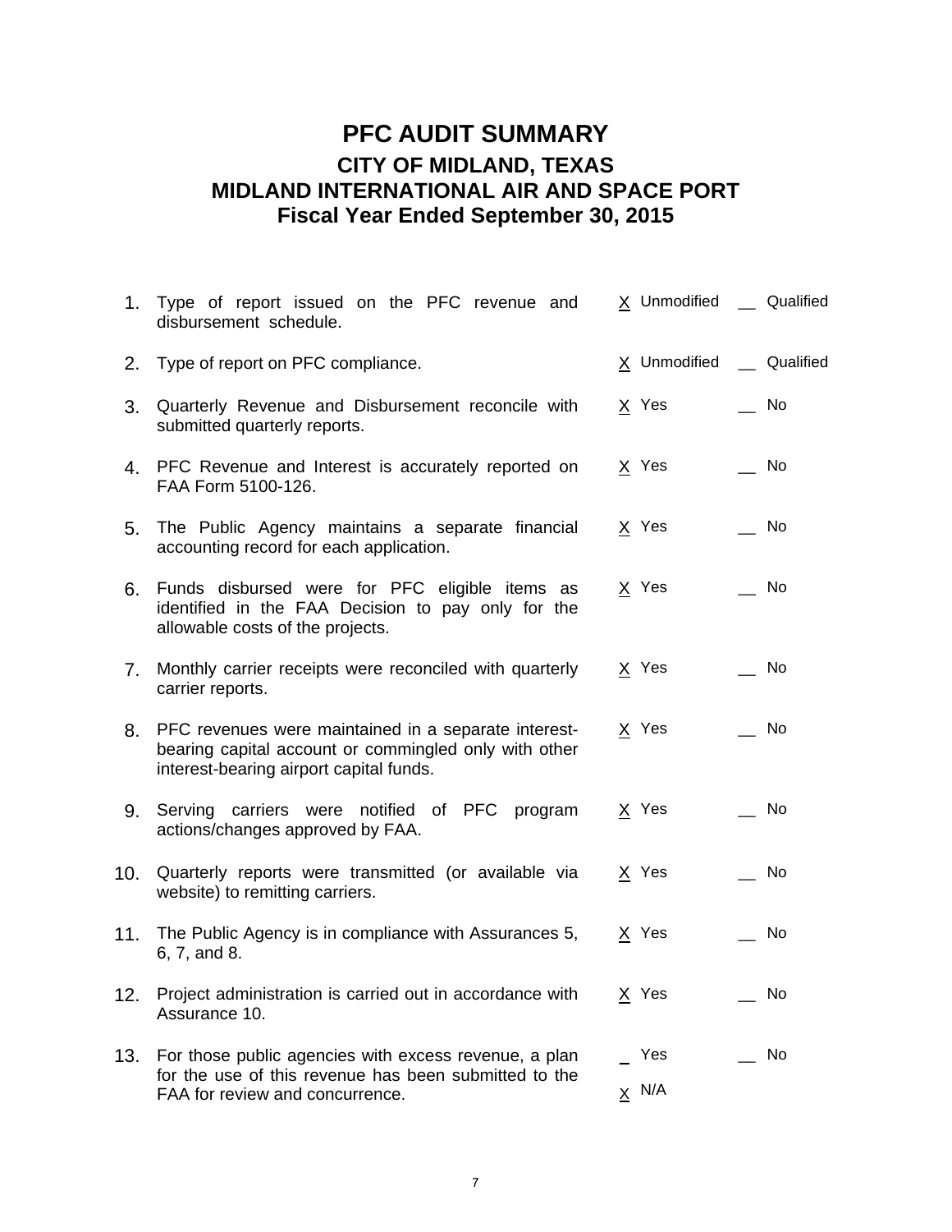# PFC AUDIT SUMMARY

## CITY OF MIDLAND, TEXAS
## MIDLAND INTERNATIONAL AIR AND SPACE PORT
## Fiscal Year Ended September 30, 2015

| | | | |
|---|---|---|---|
| 1. | Type of report issued on the PFC revenue and disbursement schedule. | X Unmodified | __ Qualified |
| 2. | Type of report on PFC compliance. | X Unmodified | __ Qualified |
| 3. | Quarterly Revenue and Disbursement reconcile with submitted quarterly reports. | X Yes | __ No |
| 4. | PFC Revenue and Interest is accurately reported on FAA Form 5100-126. | X Yes | __ No |
| 5. | The Public Agency maintains a separate financial accounting record for each application. | X Yes | __ No |
| 6. | Funds disbursed were for PFC eligible items as identified in the FAA Decision to pay only for the allowable costs of the projects. | X Yes | __ No |
| 7. | Monthly carrier receipts were reconciled with quarterly carrier reports. | X Yes | __ No |
| 8. | PFC revenues were maintained in a separate interest-bearing capital account or commingled only with other interest-bearing airport capital funds. | X Yes | __ No |
| 9. | Serving carriers were notified of PFC program actions/changes approved by FAA. | X Yes | __ No |
| 10. | Quarterly reports were transmitted (or available via website) to remitting carriers. | X Yes | __ No |
| 11. | The Public Agency is in compliance with Assurances 5, 6, 7, and 8. | X Yes | __ No |
| 12. | Project administration is carried out in accordance with Assurance 10. | X Yes | __ No |
| 13. | For those public agencies with excess revenue, a plan for the use of this revenue has been submitted to the FAA for review and concurrence. | _ Yes<br>X N/A | __ No |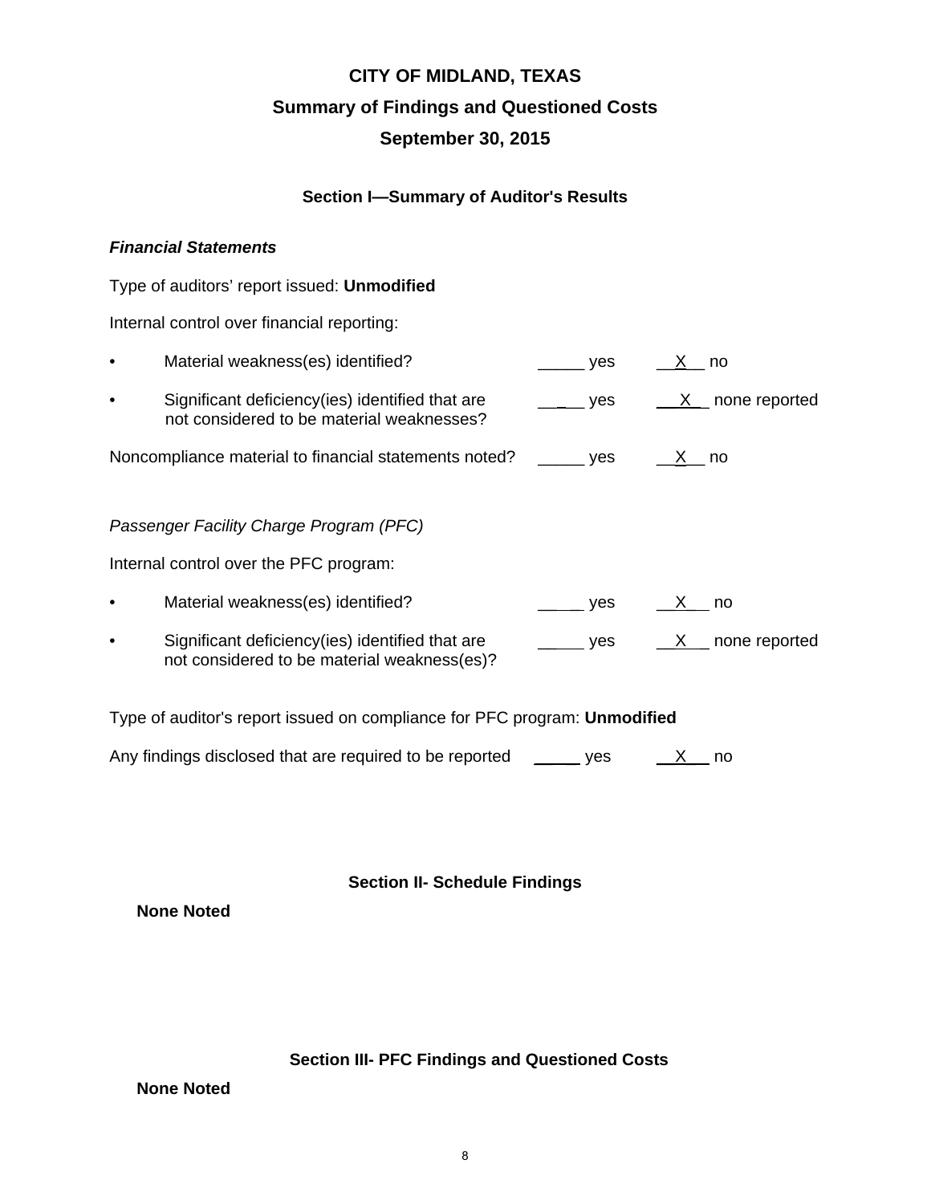# CITY OF MIDLAND, TEXAS

## Summary of Findings and Questioned Costs

## September 30, 2015

### Section I—Summary of Auditor's Results

***Financial Statements***

Type of auditors' report issued: **Unmodified**

Internal control over financial reporting:

- Material weakness(es) identified? _____ yes __X__ no
- Significant deficiency(ies) identified that are not considered to be material weaknesses? _____ yes __X__ none reported

Noncompliance material to financial statements noted? _____ yes __X__ no

*Passenger Facility Charge Program (PFC)*

Internal control over the PFC program:

- Material weakness(es) identified? _____ yes __X__ no
- Significant deficiency(ies) identified that are not considered to be material weakness(es)? _____ yes __X__ none reported

Type of auditor's report issued on compliance for PFC program: **Unmodified**

Any findings disclosed that are required to be reported _____ yes __X__ no

### Section II- Schedule Findings

**None Noted**

### Section III- PFC Findings and Questioned Costs

**None Noted**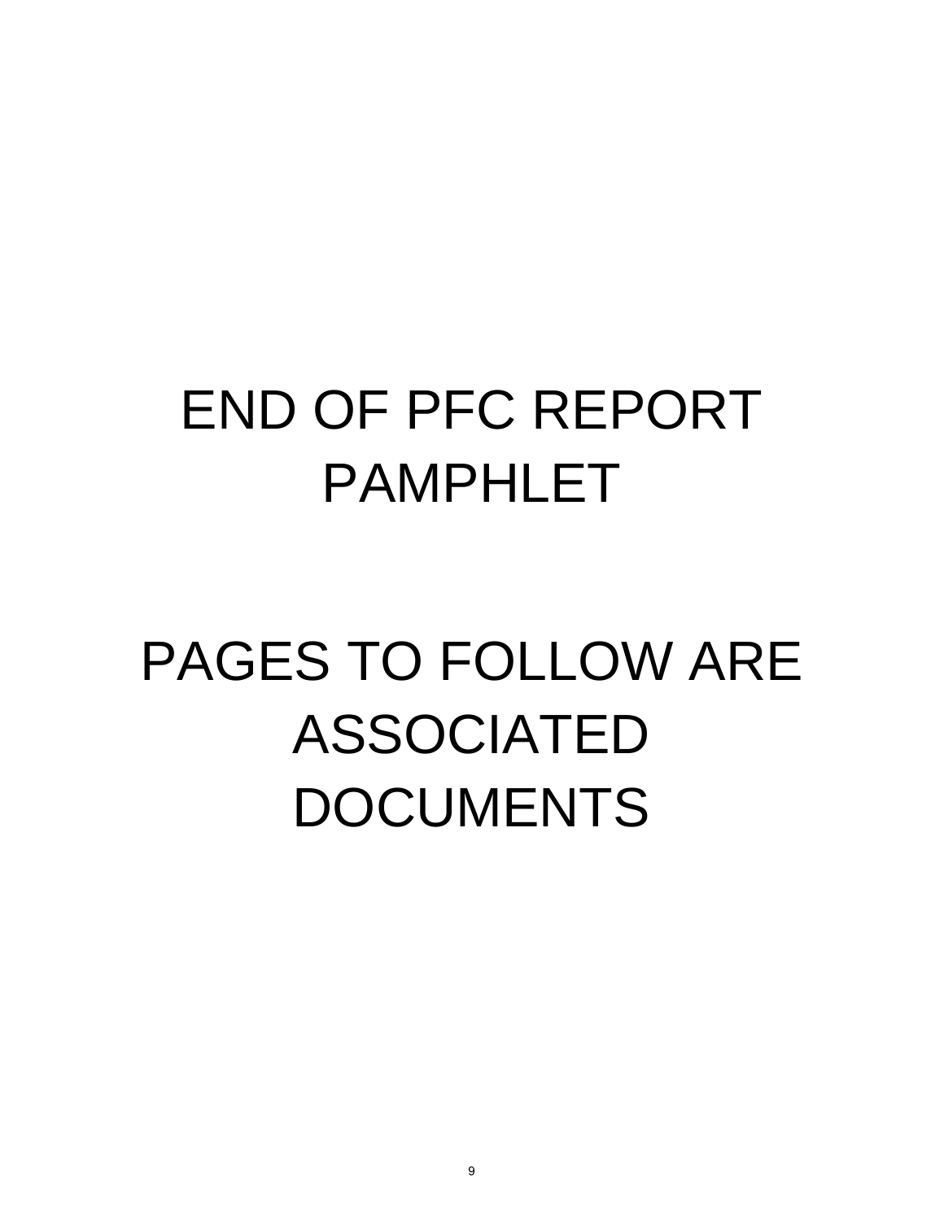# END OF PFC REPORT PAMPHLET

# PAGES TO FOLLOW ARE ASSOCIATED DOCUMENTS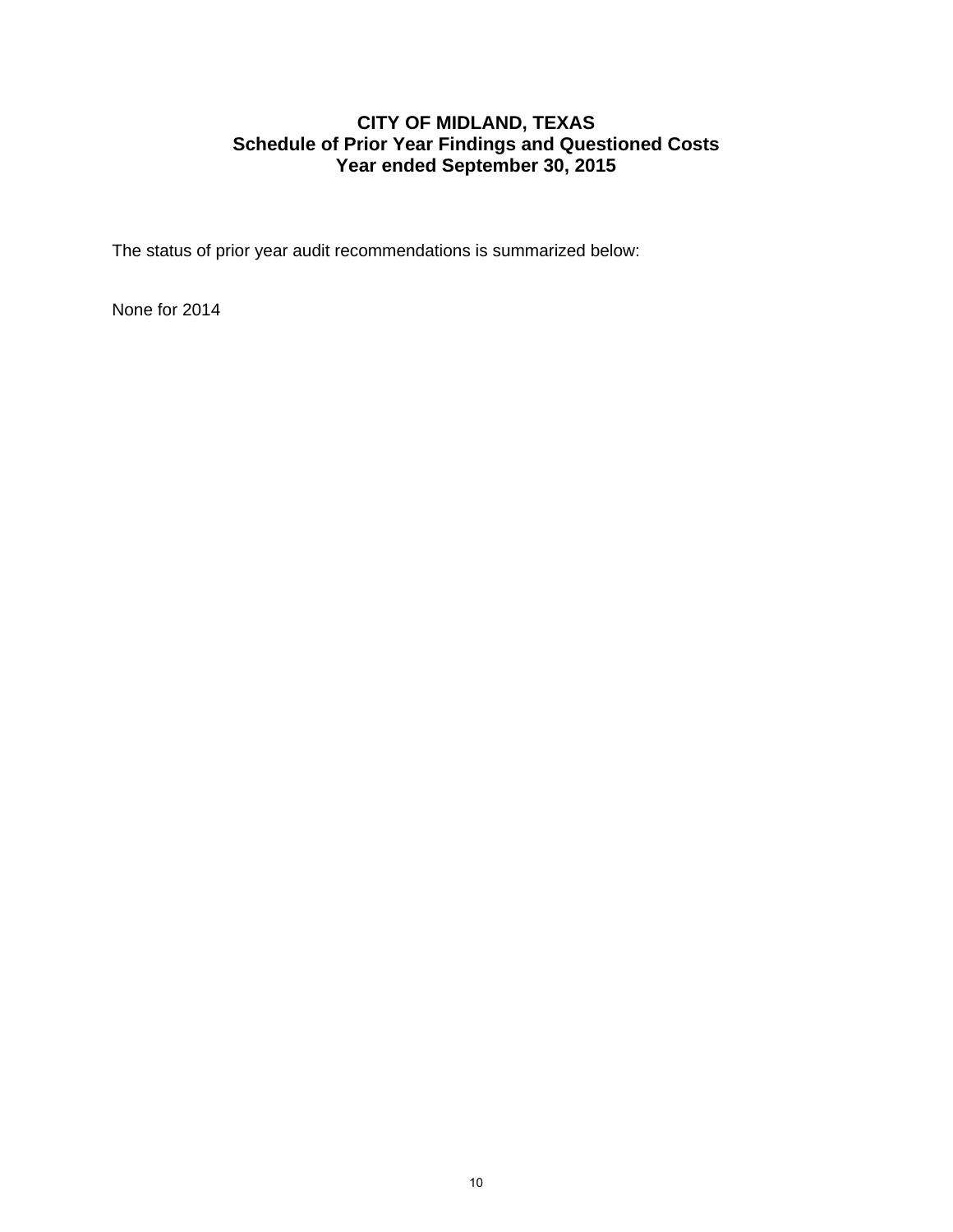# CITY OF MIDLAND, TEXAS
## Schedule of Prior Year Findings and Questioned Costs
## Year ended September 30, 2015

The status of prior year audit recommendations is summarized below:

None for 2014